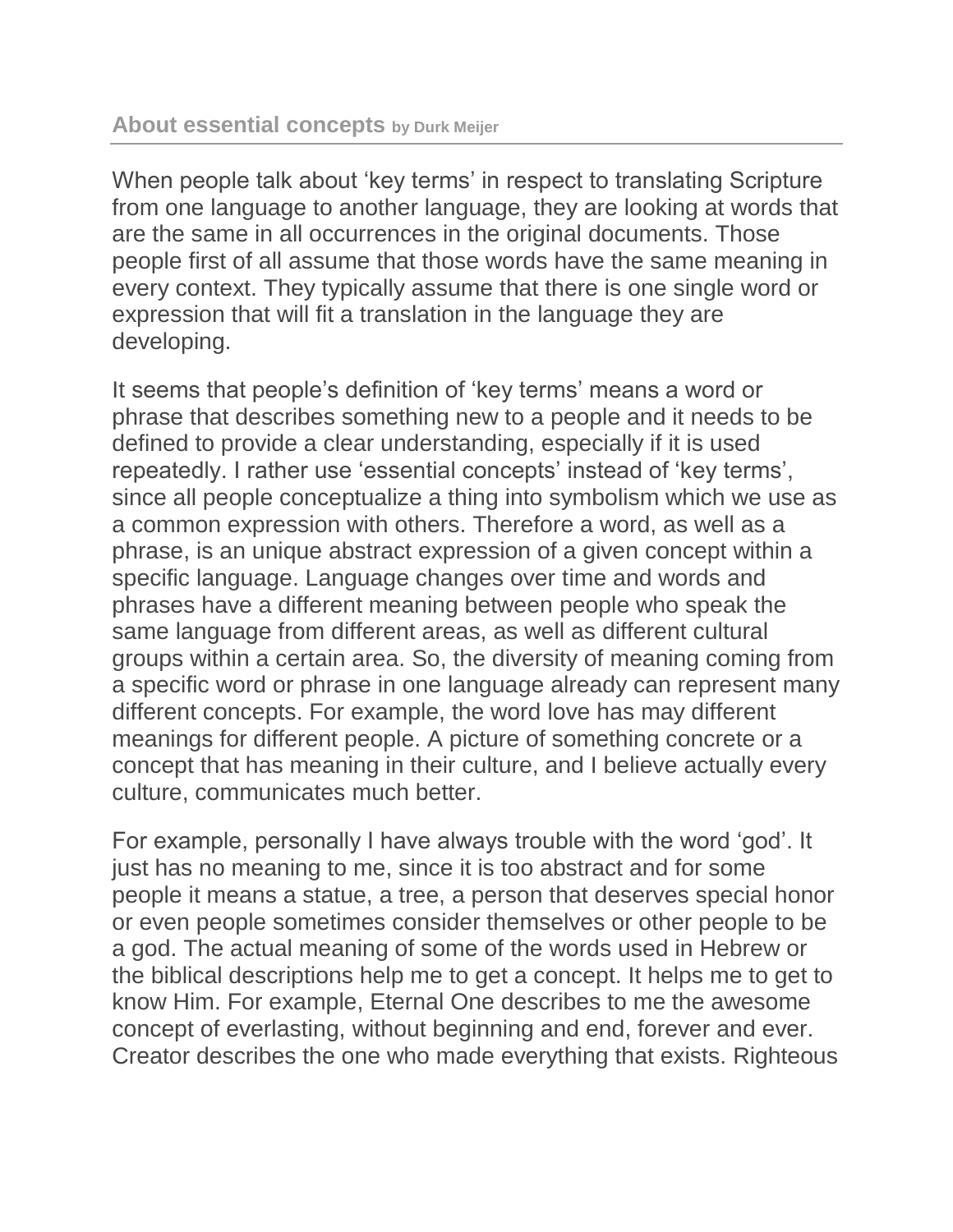## About essential concepts by Durk Meijer

When people talk about 'key terms' in respect to translating Scripture from one language to another language, they are looking at words that are the same in all occurrences in the original documents. Those people first of all assume that those words have the same meaning in every context. They typically assume that there is one single word or expression that will fit a translation in the language they are developing.

It seems that people's definition of 'key terms' means a word or phrase that describes something new to a people and it needs to be defined to provide a clear understanding, especially if it is used repeatedly. I rather use 'essential concepts' instead of 'key terms', since all people conceptualize a thing into symbolism which we use as a common expression with others. Therefore a word, as well as a phrase, is an unique abstract expression of a given concept within a specific language. Language changes over time and words and phrases have a different meaning between people who speak the same language from different areas, as well as different cultural groups within a certain area. So, the diversity of meaning coming from a specific word or phrase in one language already can represent many different concepts. For example, the word love has may different meanings for different people. A picture of something concrete or a concept that has meaning in their culture, and I believe actually every culture, communicates much better.

For example, personally I have always trouble with the word 'god'. It just has no meaning to me, since it is too abstract and for some people it means a statue, a tree, a person that deserves special honor or even people sometimes consider themselves or other people to be a god. The actual meaning of some of the words used in Hebrew or the biblical descriptions help me to get a concept. It helps me to get to know Him. For example, Eternal One describes to me the awesome concept of everlasting, without beginning and end, forever and ever. Creator describes the one who made everything that exists. Righteous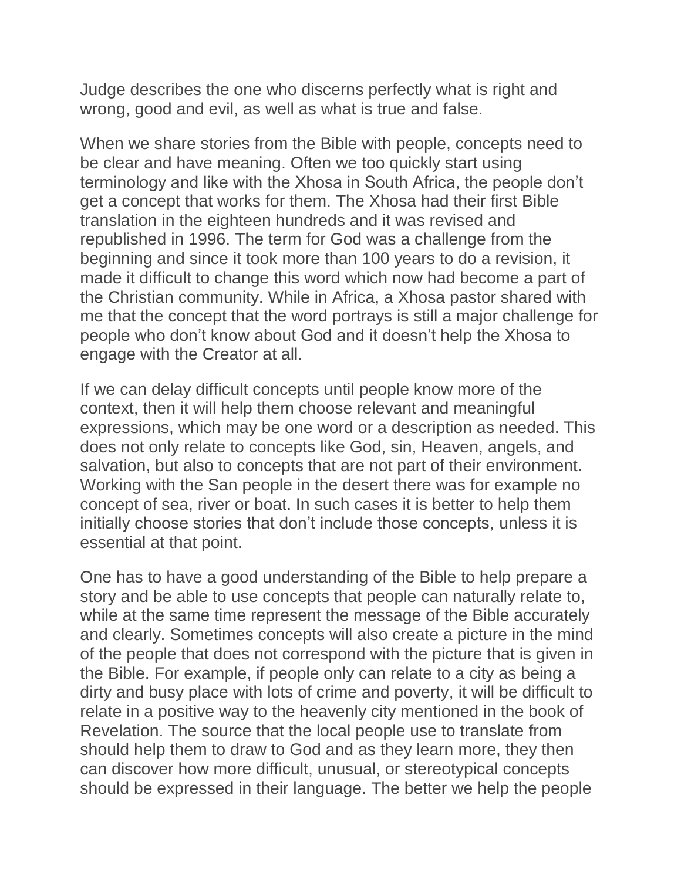Judge describes the one who discerns perfectly what is right and wrong, good and evil, as well as what is true and false.

When we share stories from the Bible with people, concepts need to be clear and have meaning. Often we too quickly start using terminology and like with the Xhosa in South Africa, the people don't get a concept that works for them. The Xhosa had their first Bible translation in the eighteen hundreds and it was revised and republished in 1996. The term for God was a challenge from the beginning and since it took more than 100 years to do a revision, it made it difficult to change this word which now had become a part of the Christian community. While in Africa, a Xhosa pastor shared with me that the concept that the word portrays is still a major challenge for people who don't know about God and it doesn't help the Xhosa to engage with the Creator at all.

If we can delay difficult concepts until people know more of the context, then it will help them choose relevant and meaningful expressions, which may be one word or a description as needed. This does not only relate to concepts like God, sin, Heaven, angels, and salvation, but also to concepts that are not part of their environment. Working with the San people in the desert there was for example no concept of sea, river or boat. In such cases it is better to help them initially choose stories that don't include those concepts, unless it is essential at that point.

One has to have a good understanding of the Bible to help prepare a story and be able to use concepts that people can naturally relate to, while at the same time represent the message of the Bible accurately and clearly. Sometimes concepts will also create a picture in the mind of the people that does not correspond with the picture that is given in the Bible. For example, if people only can relate to a city as being a dirty and busy place with lots of crime and poverty, it will be difficult to relate in a positive way to the heavenly city mentioned in the book of Revelation. The source that the local people use to translate from should help them to draw to God and as they learn more, they then can discover how more difficult, unusual, or stereotypical concepts should be expressed in their language. The better we help the people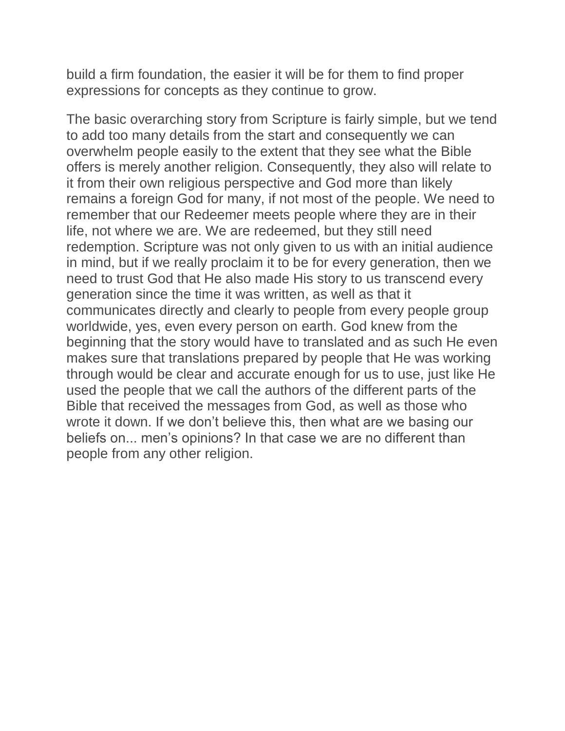build a firm foundation, the easier it will be for them to find proper expressions for concepts as they continue to grow.

The basic overarching story from Scripture is fairly simple, but we tend to add too many details from the start and consequently we can overwhelm people easily to the extent that they see what the Bible offers is merely another religion. Consequently, they also will relate to it from their own religious perspective and God more than likely remains a foreign God for many, if not most of the people. We need to remember that our Redeemer meets people where they are in their life, not where we are. We are redeemed, but they still need redemption. Scripture was not only given to us with an initial audience in mind, but if we really proclaim it to be for every generation, then we need to trust God that He also made His story to us transcend every generation since the time it was written, as well as that it communicates directly and clearly to people from every people group worldwide, yes, even every person on earth. God knew from the beginning that the story would have to translated and as such He even makes sure that translations prepared by people that He was working through would be clear and accurate enough for us to use, just like He used the people that we call the authors of the different parts of the Bible that received the messages from God, as well as those who wrote it down. If we don't believe this, then what are we basing our beliefs on... men's opinions? In that case we are no different than people from any other religion.